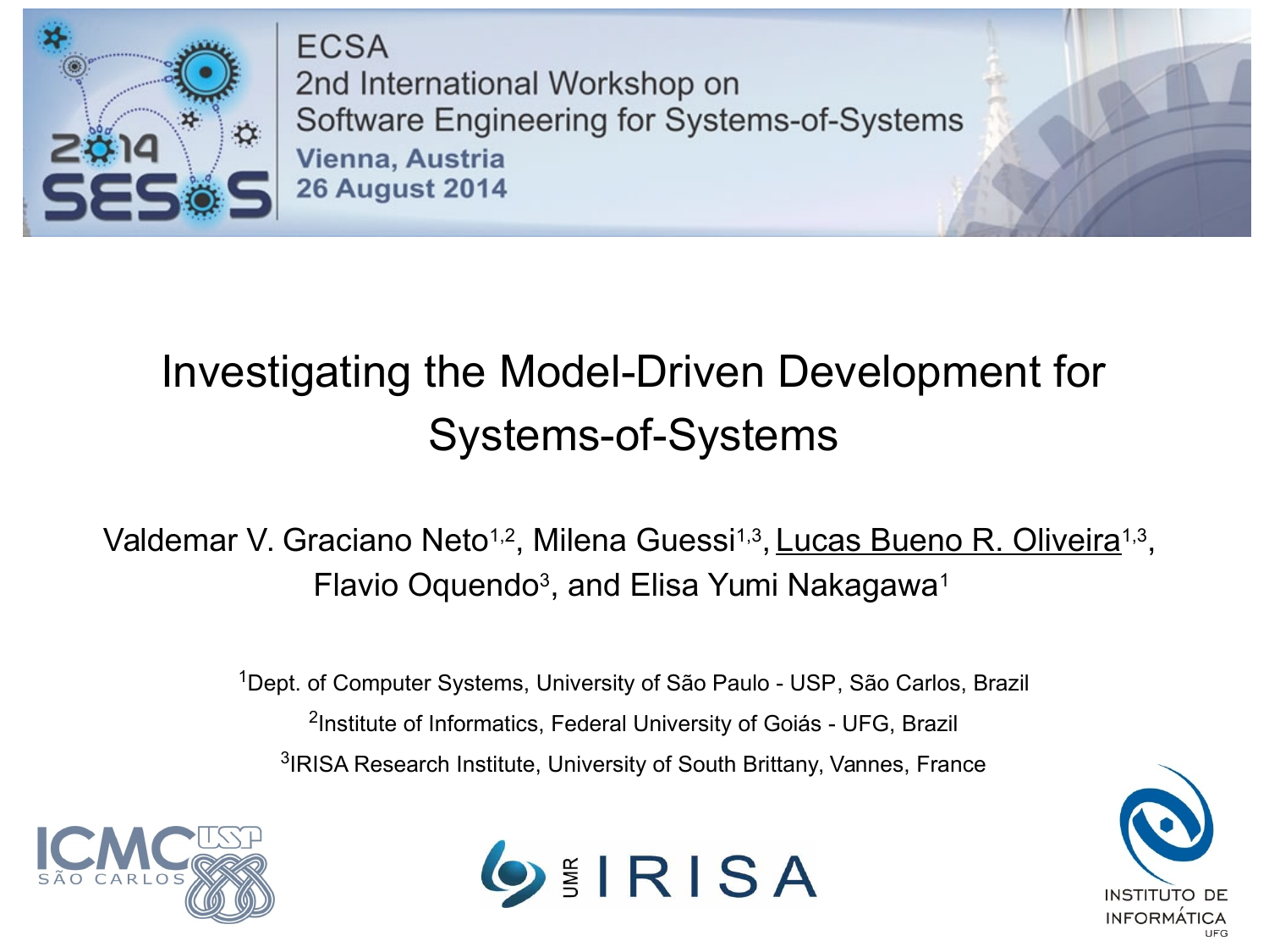ECSA
2nd International Workshop on
Software Engineering for Systems-of-Systems
Vienna, Austria
26 August 2014

# Investigating the Model-Driven Development for Systems-of-Systems

Valdemar V. Graciano Neto[1,2], Milena Guessi[1,3], Lucas Bueno R. Oliveira[1,3], Flavio Oquendo[3], and Elisa Yumi Nakagawa[1]

[1]Dept. of Computer Systems, University of São Paulo - USP, São Carlos, Brazil

[2]Institute of Informatics, Federal University of Goiás - UFG, Brazil

[3]IRISA Research Institute, University of South Brittany, Vannes, France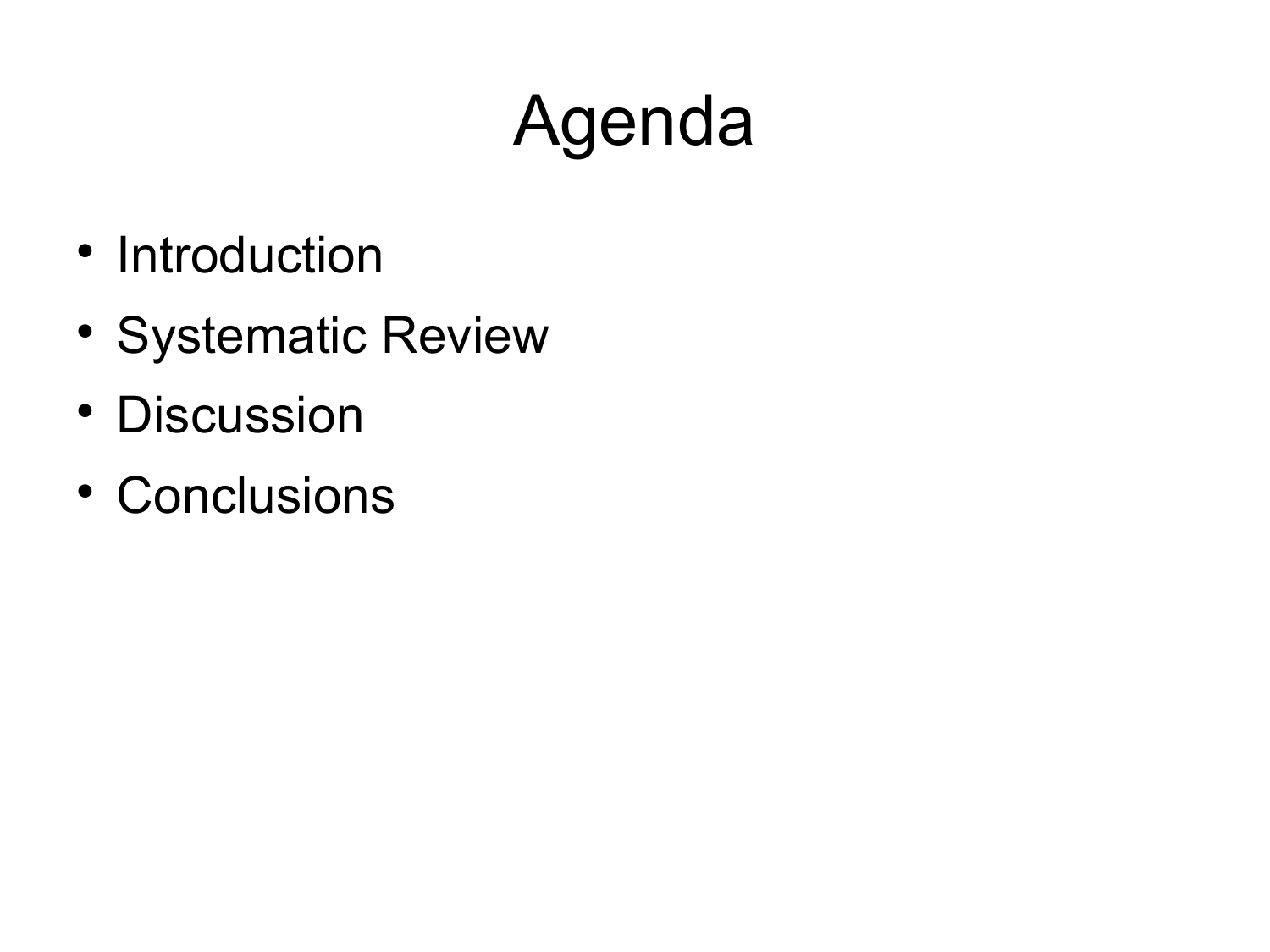# Agenda

- Introduction
- Systematic Review
- Discussion
- Conclusions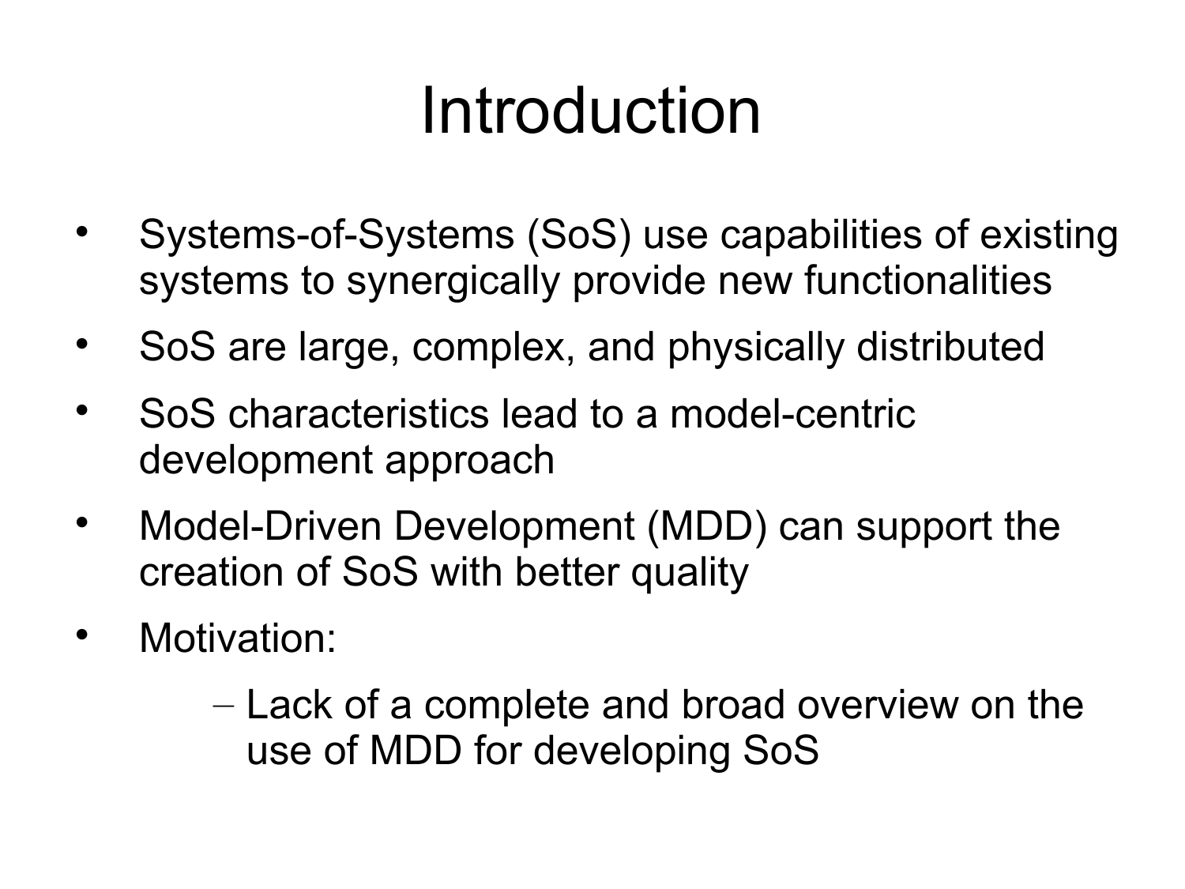# Introduction

- Systems-of-Systems (SoS) use capabilities of existing systems to synergically provide new functionalities
- SoS are large, complex, and physically distributed
- SoS characteristics lead to a model-centric development approach
- Model-Driven Development (MDD) can support the creation of SoS with better quality
- Motivation:
  - Lack of a complete and broad overview on the use of MDD for developing SoS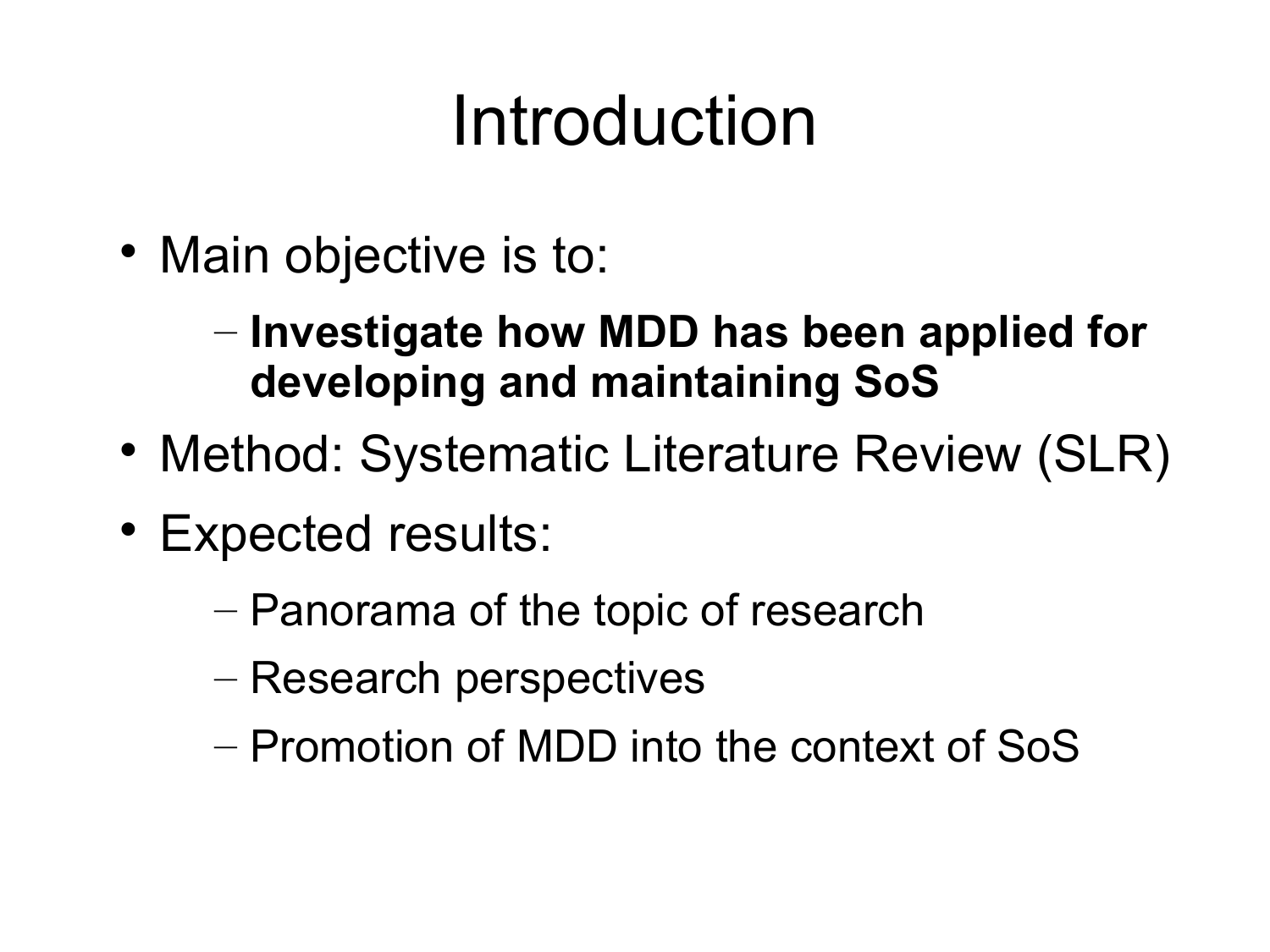# Introduction

- Main objective is to:
  - **Investigate how MDD has been applied for developing and maintaining SoS**
- Method: Systematic Literature Review (SLR)
- Expected results:
  - Panorama of the topic of research
  - Research perspectives
  - Promotion of MDD into the context of SoS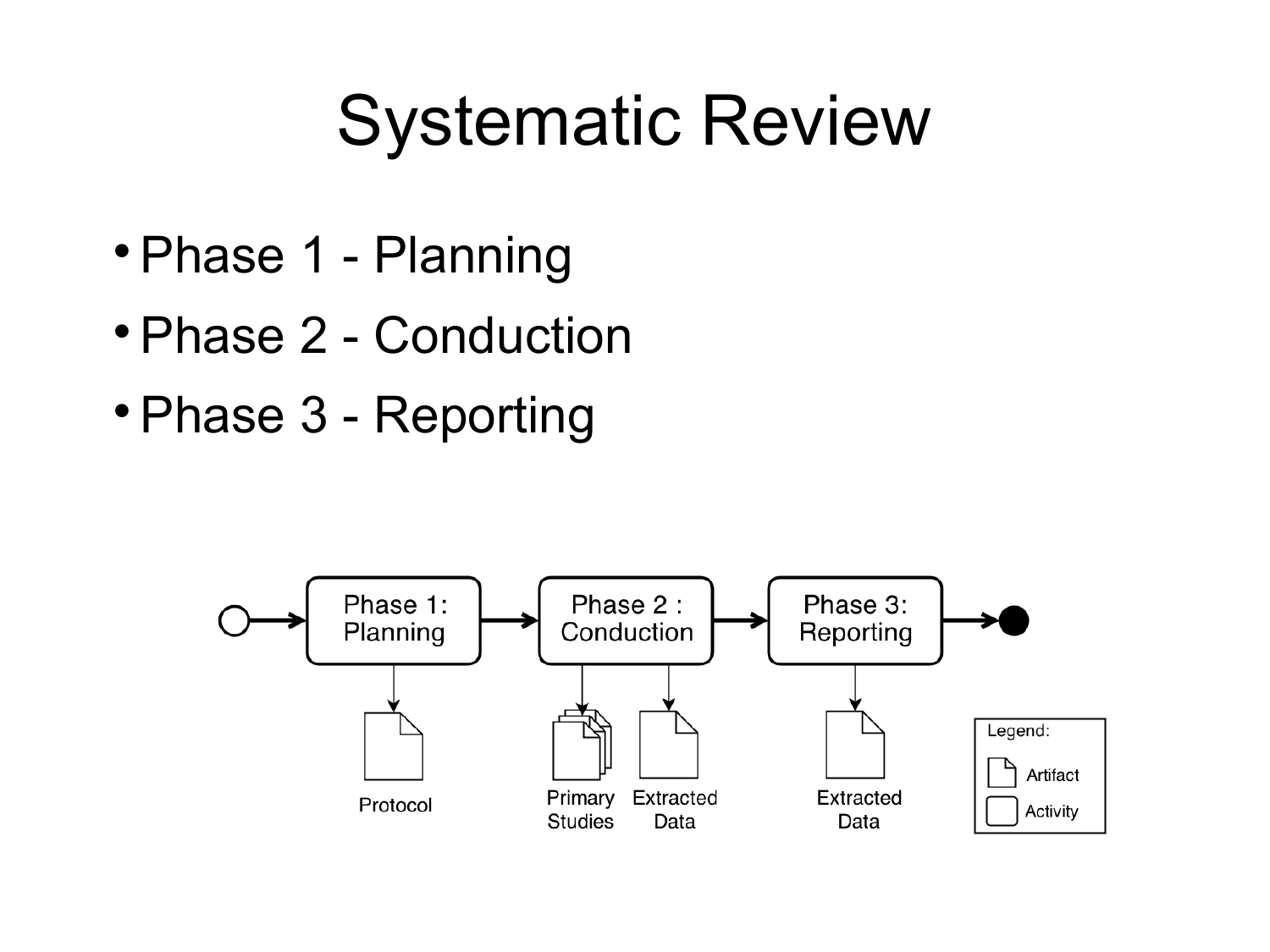# Systematic Review

- Phase 1 - Planning
- Phase 2 - Conduction
- Phase 3 - Reporting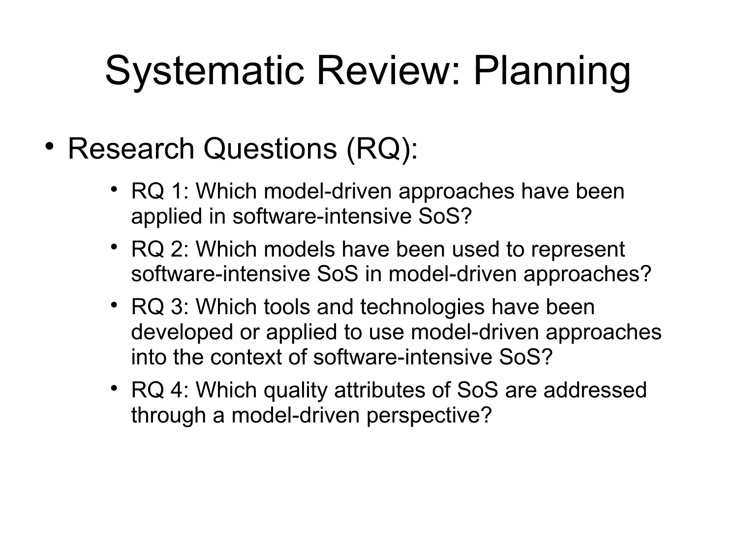# Systematic Review: Planning

- Research Questions (RQ):
  - RQ 1: Which model-driven approaches have been applied in software-intensive SoS?
  - RQ 2: Which models have been used to represent software-intensive SoS in model-driven approaches?
  - RQ 3: Which tools and technologies have been developed or applied to use model-driven approaches into the context of software-intensive SoS?
  - RQ 4: Which quality attributes of SoS are addressed through a model-driven perspective?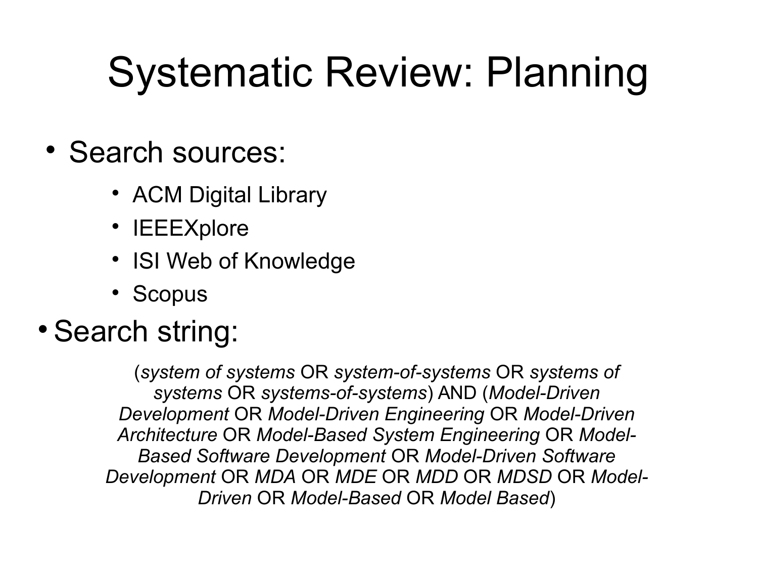# Systematic Review: Planning

- Search sources:
  - ACM Digital Library
  - IEEEXplore
  - ISI Web of Knowledge
  - Scopus
- Search string:

(*system of systems* OR *system-of-systems* OR *systems of systems* OR *systems-of-systems*) AND (*Model-Driven Development* OR *Model-Driven Engineering* OR *Model-Driven Architecture* OR *Model-Based System Engineering* OR *Model-Based Software Development* OR *Model-Driven Software Development* OR *MDA* OR *MDE* OR *MDD* OR *MDSD* OR *Model-Driven* OR *Model-Based* OR *Model Based*)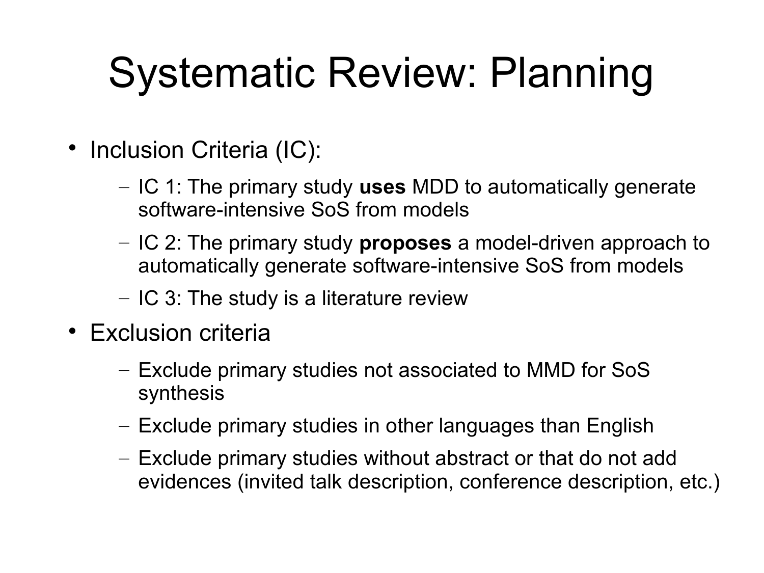# Systematic Review: Planning

- Inclusion Criteria (IC):
  - IC 1: The primary study **uses** MDD to automatically generate software-intensive SoS from models
  - IC 2: The primary study **proposes** a model-driven approach to automatically generate software-intensive SoS from models
  - IC 3: The study is a literature review
- Exclusion criteria
  - Exclude primary studies not associated to MMD for SoS synthesis
  - Exclude primary studies in other languages than English
  - Exclude primary studies without abstract or that do not add evidences (invited talk description, conference description, etc.)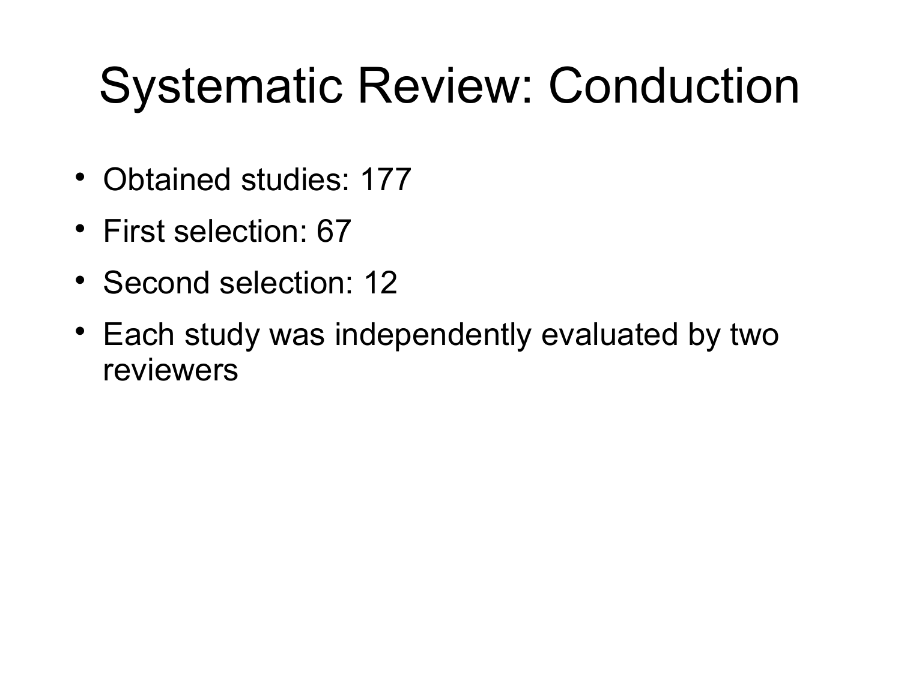# Systematic Review: Conduction

- Obtained studies: 177
- First selection: 67
- Second selection: 12
- Each study was independently evaluated by two reviewers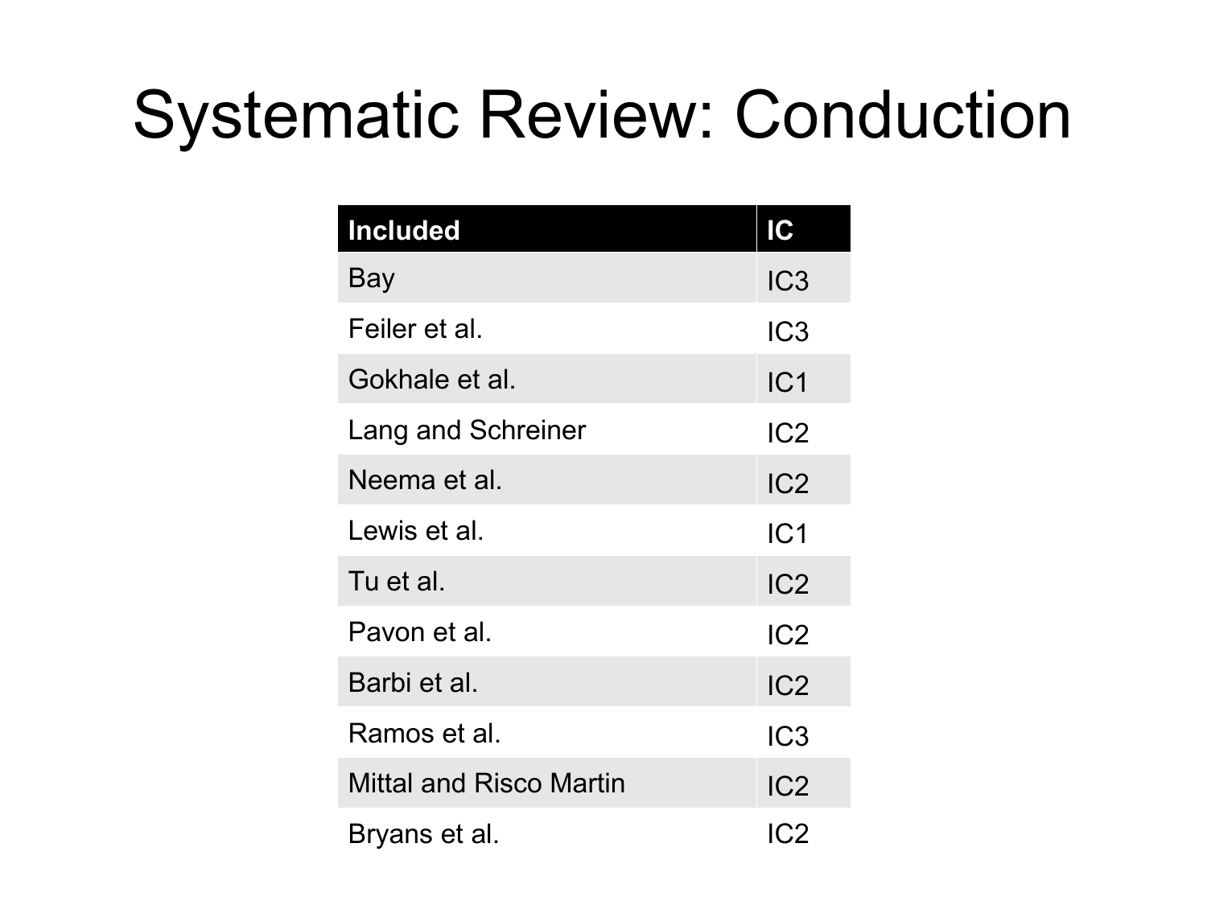# Systematic Review: Conduction

| Included | IC |
|---|---|
| Bay | IC3 |
| Feiler et al. | IC3 |
| Gokhale et al. | IC1 |
| Lang and Schreiner | IC2 |
| Neema et al. | IC2 |
| Lewis et al. | IC1 |
| Tu et al. | IC2 |
| Pavon et al. | IC2 |
| Barbi et al. | IC2 |
| Ramos et al. | IC3 |
| Mittal and Risco Martin | IC2 |
| Bryans et al. | IC2 |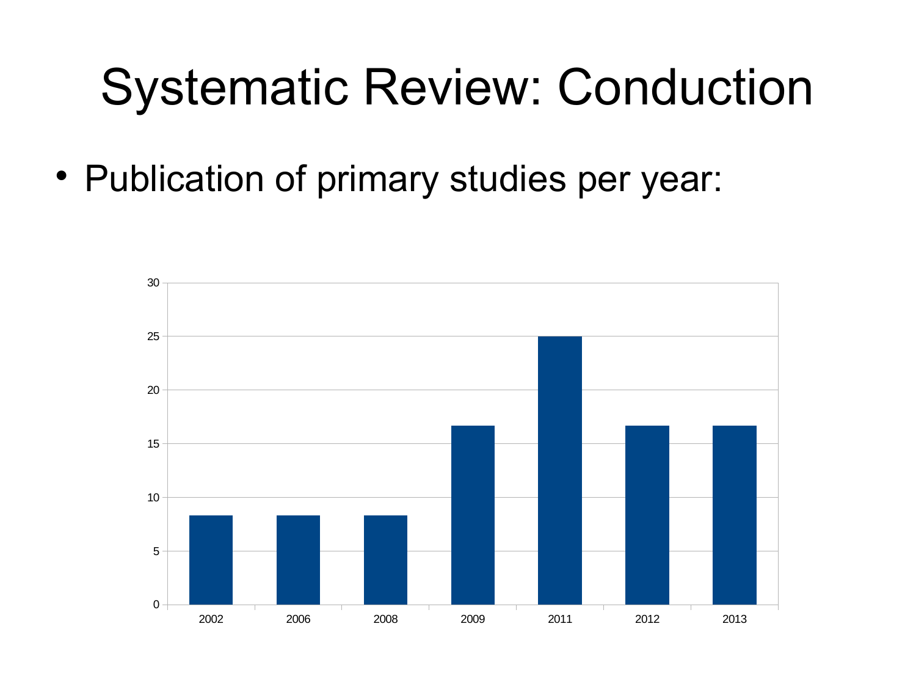# Systematic Review: Conduction

- Publication of primary studies per year:

| Year | Value |
|---|---|
| 2002 | ~8.3 |
| 2006 | ~8.3 |
| 2008 | ~8.3 |
| 2009 | ~16.7 |
| 2011 | 25 |
| 2012 | ~16.7 |
| 2013 | ~16.7 |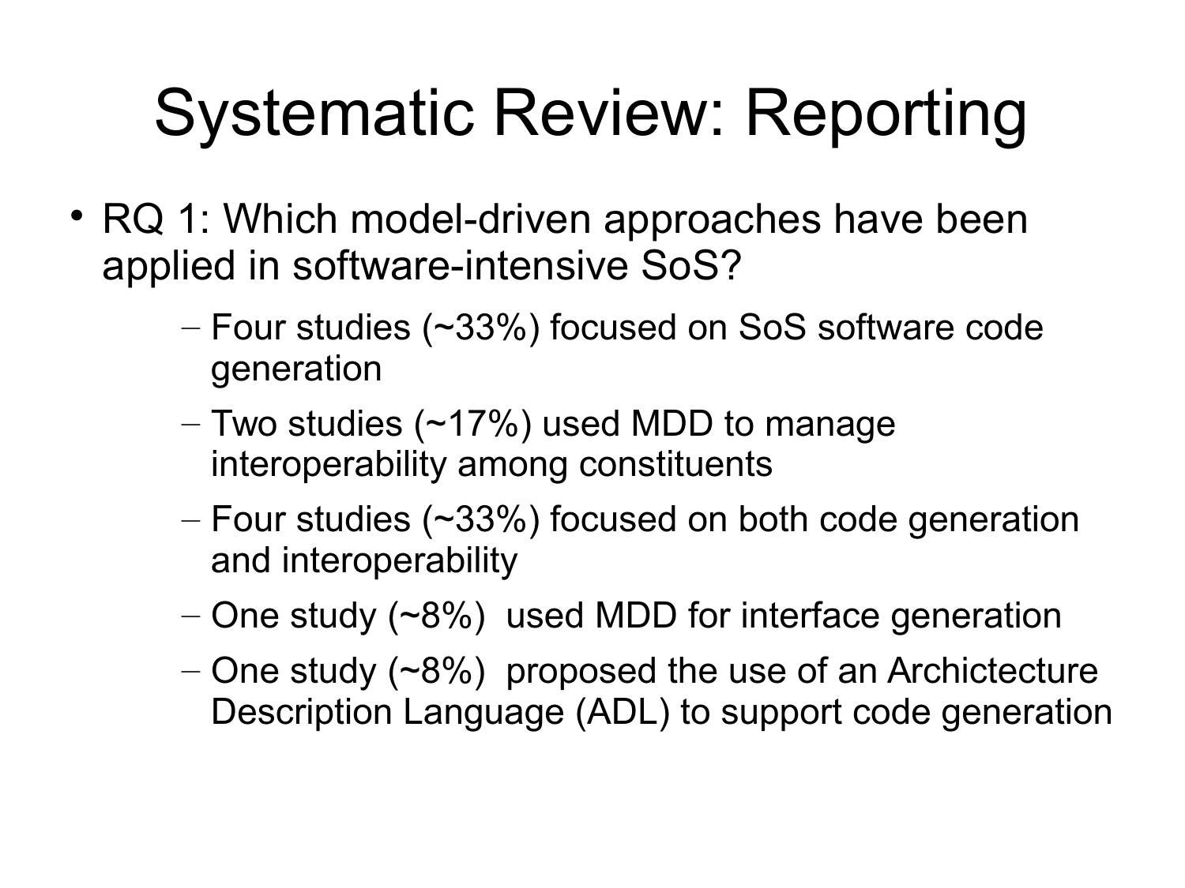# Systematic Review: Reporting

- RQ 1: Which model-driven approaches have been applied in software-intensive SoS?
  - Four studies (~33%) focused on SoS software code generation
  - Two studies (~17%) used MDD to manage interoperability among constituents
  - Four studies (~33%) focused on both code generation and interoperability
  - One study (~8%) used MDD for interface generation
  - One study (~8%) proposed the use of an Archictecture Description Language (ADL) to support code generation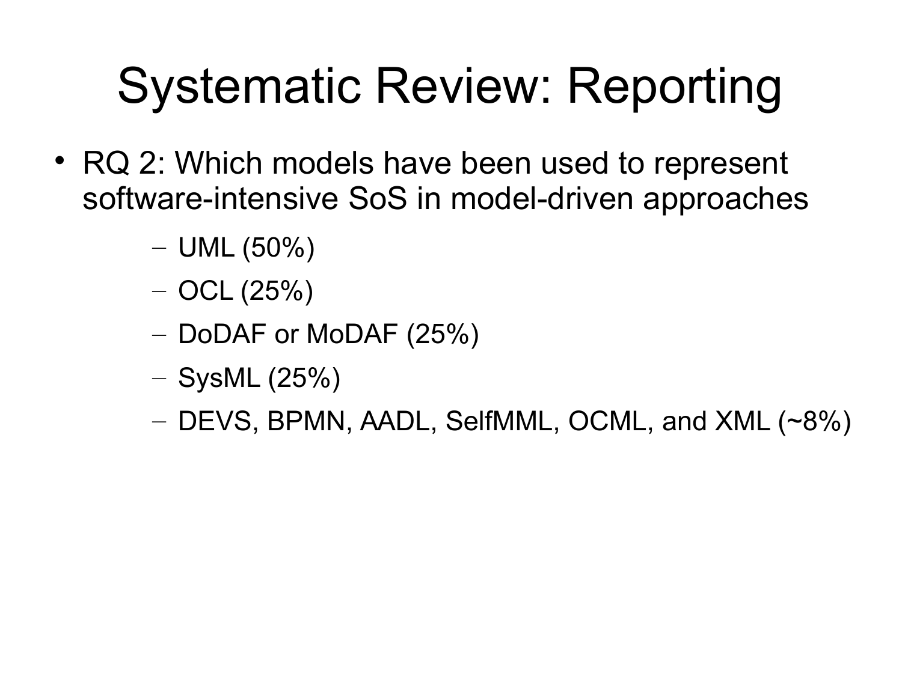# Systematic Review: Reporting

- RQ 2: Which models have been used to represent software-intensive SoS in model-driven approaches
  - UML (50%)
  - OCL (25%)
  - DoDAF or MoDAF (25%)
  - SysML (25%)
  - DEVS, BPMN, AADL, SelfMML, OCML, and XML (~8%)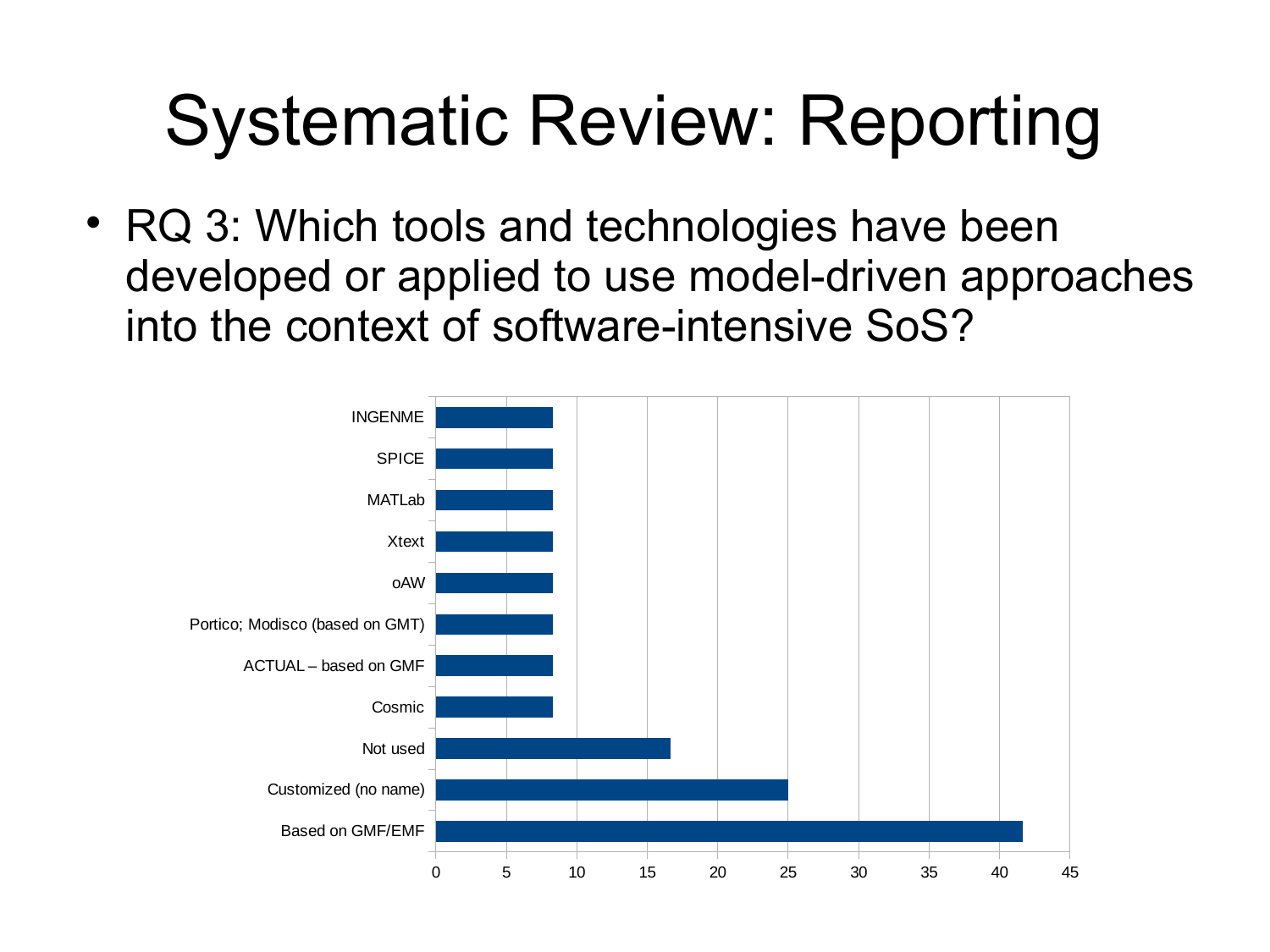# Systematic Review: Reporting

- RQ 3: Which tools and technologies have been developed or applied to use model-driven approaches into the context of software-intensive SoS?

| Tool/Technology | Value |
|---|---|
| INGENME | 8.3 |
| SPICE | 8.3 |
| MATLab | 8.3 |
| Xtext | 8.3 |
| oAW | 8.3 |
| Portico; Modisco (based on GMT) | 8.3 |
| ACTUAL – based on GMF | 8.3 |
| Cosmic | 8.3 |
| Not used | 16.7 |
| Customized (no name) | 25 |
| Based on GMF/EMF | 41.7 |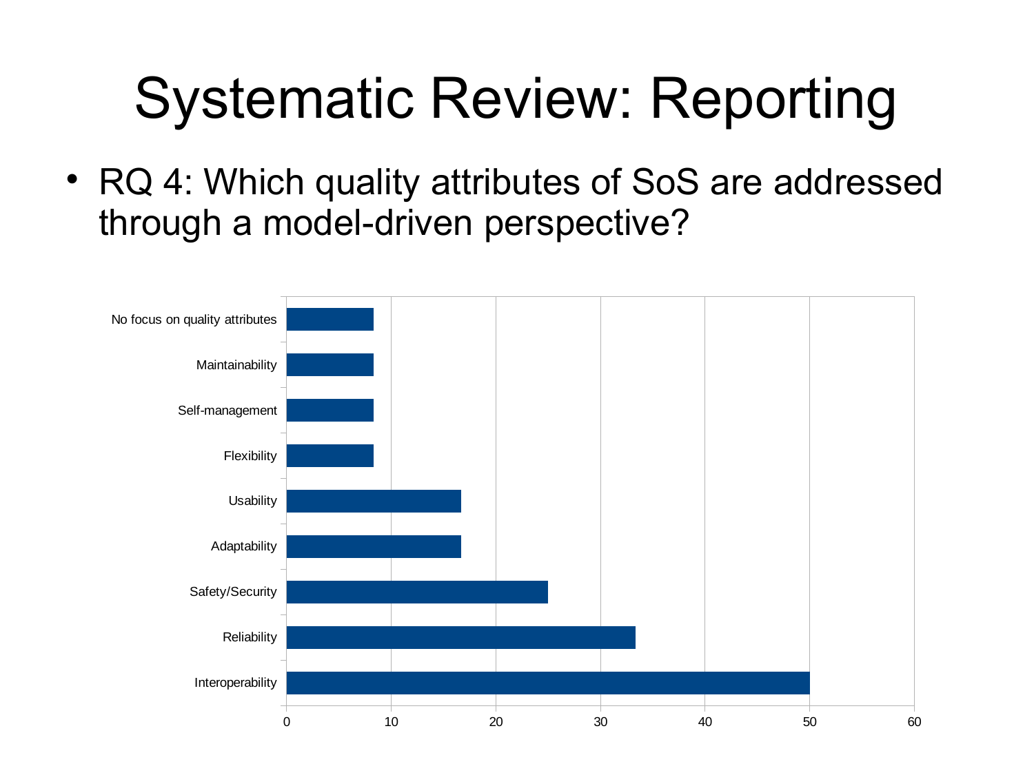# Systematic Review: Reporting

- RQ 4: Which quality attributes of SoS are addressed through a model-driven perspective?

| Quality attribute | Value (read from chart, approx.) |
|---|---|
| No focus on quality attributes | 8.3 |
| Maintainability | 8.3 |
| Self-management | 8.3 |
| Flexibility | 8.3 |
| Usability | 16.7 |
| Adaptability | 16.7 |
| Safety/Security | 25 |
| Reliability | 33.3 |
| Interoperability | 50 |

Axis: 0, 10, 20, 30, 40, 50, 60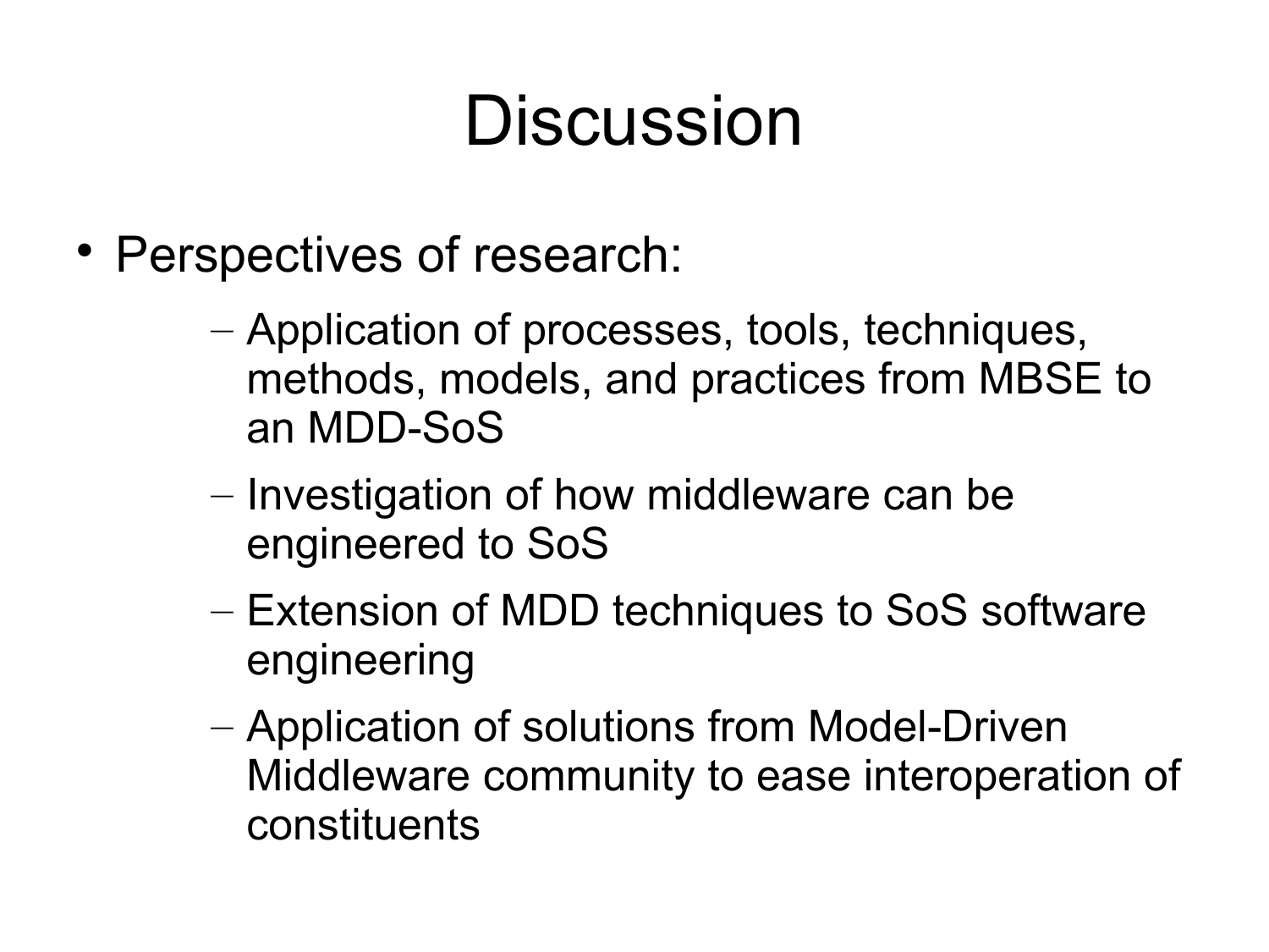# Discussion

- Perspectives of research:
  - Application of processes, tools, techniques, methods, models, and practices from MBSE to an MDD-SoS
  - Investigation of how middleware can be engineered to SoS
  - Extension of MDD techniques to SoS software engineering
  - Application of solutions from Model-Driven Middleware community to ease interoperation of constituents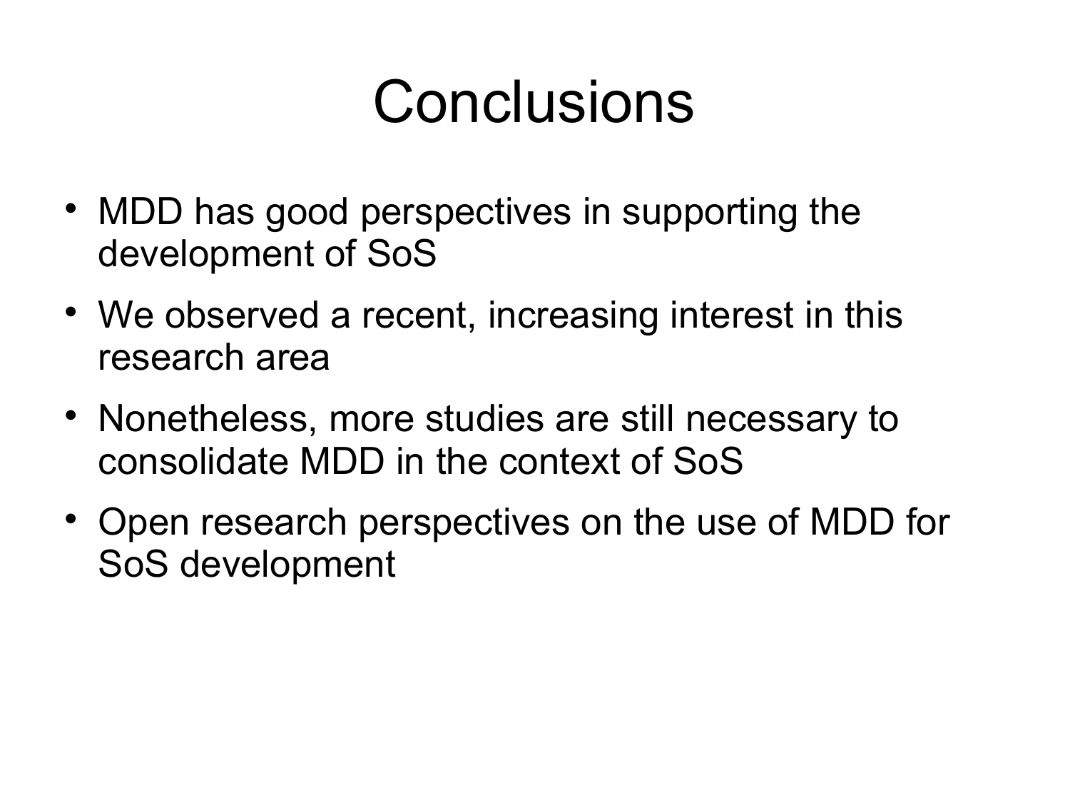# Conclusions

- MDD has good perspectives in supporting the development of SoS
- We observed a recent, increasing interest in this research area
- Nonetheless, more studies are still necessary to consolidate MDD in the context of SoS
- Open research perspectives on the use of MDD for SoS development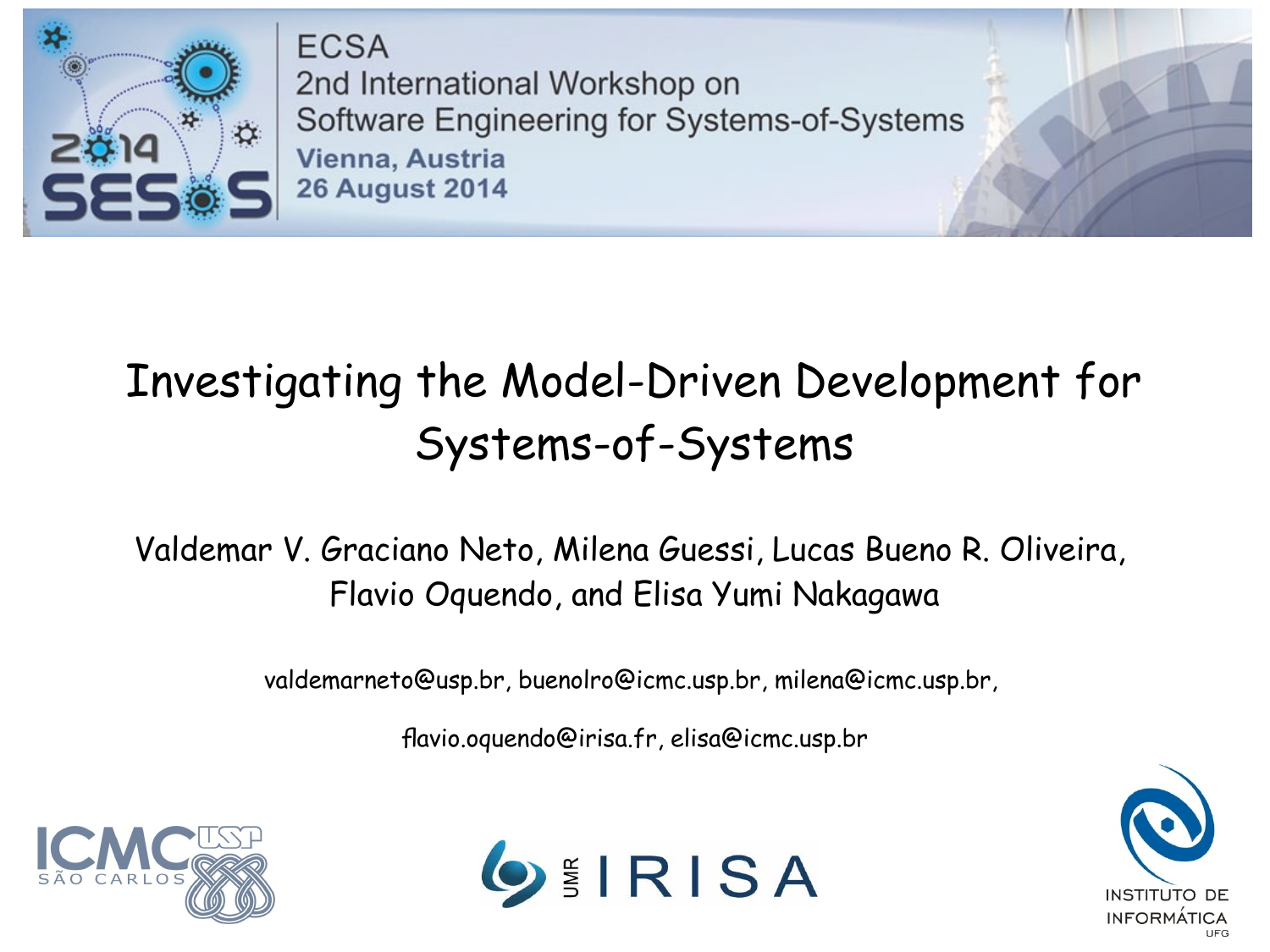ECSA
2nd International Workshop on
Software Engineering for Systems-of-Systems
Vienna, Austria
26 August 2014

# Investigating the Model-Driven Development for Systems-of-Systems

Valdemar V. Graciano Neto, Milena Guessi, Lucas Bueno R. Oliveira, Flavio Oquendo, and Elisa Yumi Nakagawa

valdemarneto@usp.br, buenolro@icmc.usp.br, milena@icmc.usp.br,

flavio.oquendo@irisa.fr, elisa@icmc.usp.br

ICMC USP SÃO CARLOS

UMR IRISA

INSTITUTO DE INFORMÁTICA UFG